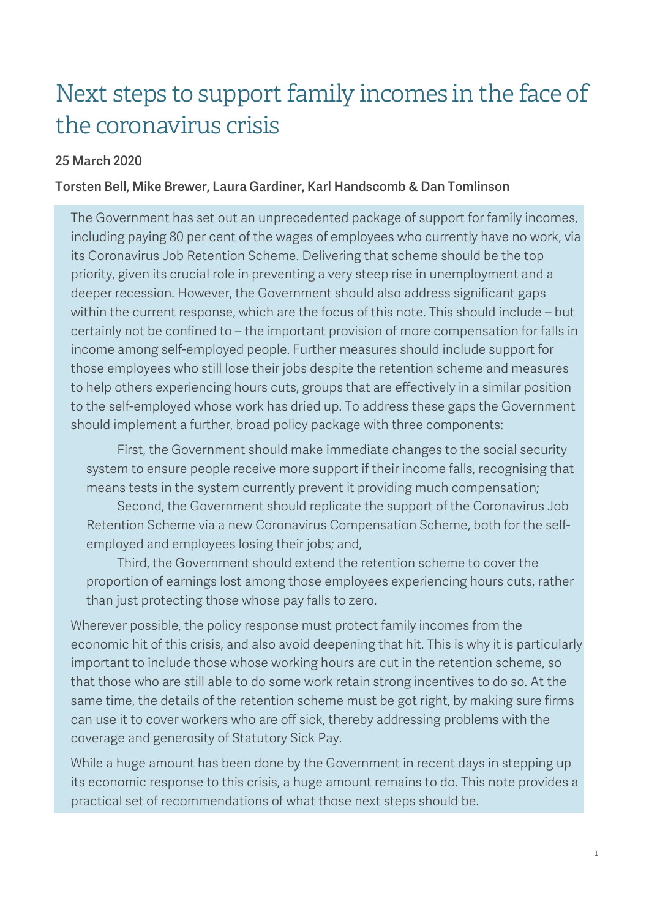# Next steps to support family incomes in the face of the coronavirus crisis

**25 March 2020**

**Torsten Bell, Mike Brewer, Laura Gardiner, Karl Handscomb & Dan Tomlinson**

The Government has set out an unprecedented package of support for family incomes, including paying 80 per cent of the wages of employees who currently have no work, via its Coronavirus Job Retention Scheme. Delivering that scheme should be the top priority, given its crucial role in preventing a very steep rise in unemployment and a deeper recession. However, the Government should also address significant gaps within the current response, which are the focus of this note. This should include – but certainly not be confined to – the important provision of more compensation for falls in income among self-employed people. Further measures should include support for those employees who still lose their jobs despite the retention scheme and measures to help others experiencing hours cuts, groups that are effectively in a similar position to the self-employed whose work has dried up. To address these gaps the Government should implement a further, broad policy package with three components:

First, the Government should make immediate changes to the social security system to ensure people receive more support if their income falls, recognising that means tests in the system currently prevent it providing much compensation;

Second, the Government should replicate the support of the Coronavirus Job Retention Scheme via a new Coronavirus Compensation Scheme, both for the self-employed and employees losing their jobs; and,

Third, the Government should extend the retention scheme to cover the proportion of earnings lost among those employees experiencing hours cuts, rather than just protecting those whose pay falls to zero.

Wherever possible, the policy response must protect family incomes from the economic hit of this crisis, and also avoid deepening that hit. This is why it is particularly important to include those whose working hours are cut in the retention scheme, so that those who are still able to do some work retain strong incentives to do so. At the same time, the details of the retention scheme must be got right, by making sure firms can use it to cover workers who are off sick, thereby addressing problems with the coverage and generosity of Statutory Sick Pay.

While a huge amount has been done by the Government in recent days in stepping up its economic response to this crisis, a huge amount remains to do. This note provides a practical set of recommendations of what those next steps should be.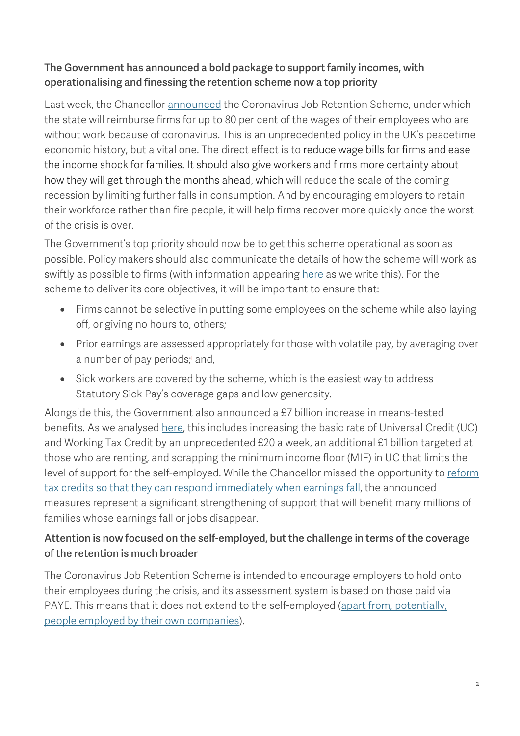**The Government has announced a bold package to support family incomes, with operationalising and finessing the retention scheme now a top priority**

Last week, the Chancellor announced the Coronavirus Job Retention Scheme, under which the state will reimburse firms for up to 80 per cent of the wages of their employees who are without work because of coronavirus. This is an unprecedented policy in the UK's peacetime economic history, but a vital one. The direct effect is to reduce wage bills for firms and ease the income shock for families. It should also give workers and firms more certainty about how they will get through the months ahead, which will reduce the scale of the coming recession by limiting further falls in consumption. And by encouraging employers to retain their workforce rather than fire people, it will help firms recover more quickly once the worst of the crisis is over.

The Government's top priority should now be to get this scheme operational as soon as possible. Policy makers should also communicate the details of how the scheme will work as swiftly as possible to firms (with information appearing here as we write this). For the scheme to deliver its core objectives, it will be important to ensure that:

- Firms cannot be selective in putting some employees on the scheme while also laying off, or giving no hours to, others;
- Prior earnings are assessed appropriately for those with volatile pay, by averaging over a number of pay periods;[i] and,
- Sick workers are covered by the scheme, which is the easiest way to address Statutory Sick Pay's coverage gaps and low generosity.

Alongside this, the Government also announced a £7 billion increase in means-tested benefits. As we analysed here, this includes increasing the basic rate of Universal Credit (UC) and Working Tax Credit by an unprecedented £20 a week, an additional £1 billion targeted at those who are renting, and scrapping the minimum income floor (MIF) in UC that limits the level of support for the self-employed. While the Chancellor missed the opportunity to reform tax credits so that they can respond immediately when earnings fall, the announced measures represent a significant strengthening of support that will benefit many millions of families whose earnings fall or jobs disappear.

**Attention is now focused on the self-employed, but the challenge in terms of the coverage of the retention is much broader**

The Coronavirus Job Retention Scheme is intended to encourage employers to hold onto their employees during the crisis, and its assessment system is based on those paid via PAYE. This means that it does not extend to the self-employed (apart from, potentially, people employed by their own companies).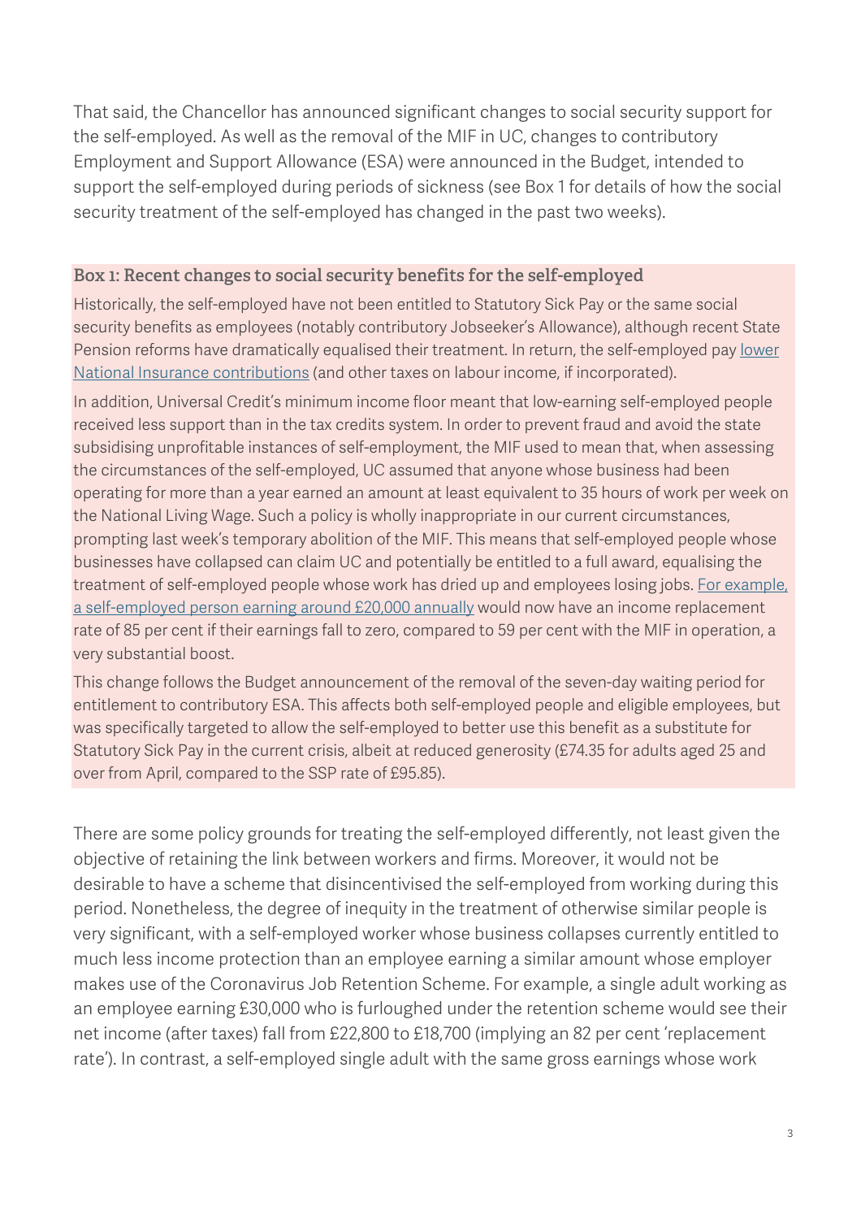That said, the Chancellor has announced significant changes to social security support for the self-employed. As well as the removal of the MIF in UC, changes to contributory Employment and Support Allowance (ESA) were announced in the Budget, intended to support the self-employed during periods of sickness (see Box 1 for details of how the social security treatment of the self-employed has changed in the past two weeks).

### Box 1: Recent changes to social security benefits for the self-employed

Historically, the self-employed have not been entitled to Statutory Sick Pay or the same social security benefits as employees (notably contributory Jobseeker's Allowance), although recent State Pension reforms have dramatically equalised their treatment. In return, the self-employed pay lower National Insurance contributions (and other taxes on labour income, if incorporated).

In addition, Universal Credit's minimum income floor meant that low-earning self-employed people received less support than in the tax credits system. In order to prevent fraud and avoid the state subsidising unprofitable instances of self-employment, the MIF used to mean that, when assessing the circumstances of the self-employed, UC assumed that anyone whose business had been operating for more than a year earned an amount at least equivalent to 35 hours of work per week on the National Living Wage. Such a policy is wholly inappropriate in our current circumstances, prompting last week's temporary abolition of the MIF. This means that self-employed people whose businesses have collapsed can claim UC and potentially be entitled to a full award, equalising the treatment of self-employed people whose work has dried up and employees losing jobs. For example, a self-employed person earning around £20,000 annually would now have an income replacement rate of 85 per cent if their earnings fall to zero, compared to 59 per cent with the MIF in operation, a very substantial boost.

This change follows the Budget announcement of the removal of the seven-day waiting period for entitlement to contributory ESA. This affects both self-employed people and eligible employees, but was specifically targeted to allow the self-employed to better use this benefit as a substitute for Statutory Sick Pay in the current crisis, albeit at reduced generosity (£74.35 for adults aged 25 and over from April, compared to the SSP rate of £95.85).

There are some policy grounds for treating the self-employed differently, not least given the objective of retaining the link between workers and firms. Moreover, it would not be desirable to have a scheme that disincentivised the self-employed from working during this period. Nonetheless, the degree of inequity in the treatment of otherwise similar people is very significant, with a self-employed worker whose business collapses currently entitled to much less income protection than an employee earning a similar amount whose employer makes use of the Coronavirus Job Retention Scheme. For example, a single adult working as an employee earning £30,000 who is furloughed under the retention scheme would see their net income (after taxes) fall from £22,800 to £18,700 (implying an 82 per cent 'replacement rate'). In contrast, a self-employed single adult with the same gross earnings whose work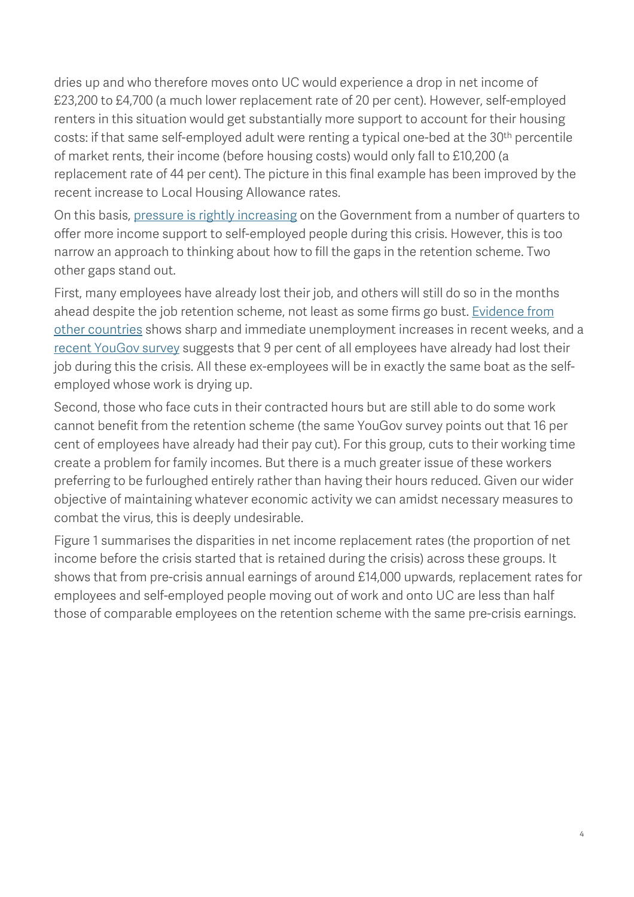dries up and who therefore moves onto UC would experience a drop in net income of £23,200 to £4,700 (a much lower replacement rate of 20 per cent). However, self-employed renters in this situation would get substantially more support to account for their housing costs: if that same self-employed adult were renting a typical one-bed at the 30th percentile of market rents, their income (before housing costs) would only fall to £10,200 (a replacement rate of 44 per cent). The picture in this final example has been improved by the recent increase to Local Housing Allowance rates.

On this basis, pressure is rightly increasing on the Government from a number of quarters to offer more income support to self-employed people during this crisis. However, this is too narrow an approach to thinking about how to fill the gaps in the retention scheme. Two other gaps stand out.

First, many employees have already lost their job, and others will still do so in the months ahead despite the job retention scheme, not least as some firms go bust. Evidence from other countries shows sharp and immediate unemployment increases in recent weeks, and a recent YouGov survey suggests that 9 per cent of all employees have already had lost their job during this the crisis. All these ex-employees will be in exactly the same boat as the self-employed whose work is drying up.

Second, those who face cuts in their contracted hours but are still able to do some work cannot benefit from the retention scheme (the same YouGov survey points out that 16 per cent of employees have already had their pay cut). For this group, cuts to their working time create a problem for family incomes. But there is a much greater issue of these workers preferring to be furloughed entirely rather than having their hours reduced. Given our wider objective of maintaining whatever economic activity we can amidst necessary measures to combat the virus, this is deeply undesirable.

Figure 1 summarises the disparities in net income replacement rates (the proportion of net income before the crisis started that is retained during the crisis) across these groups. It shows that from pre-crisis annual earnings of around £14,000 upwards, replacement rates for employees and self-employed people moving out of work and onto UC are less than half those of comparable employees on the retention scheme with the same pre-crisis earnings.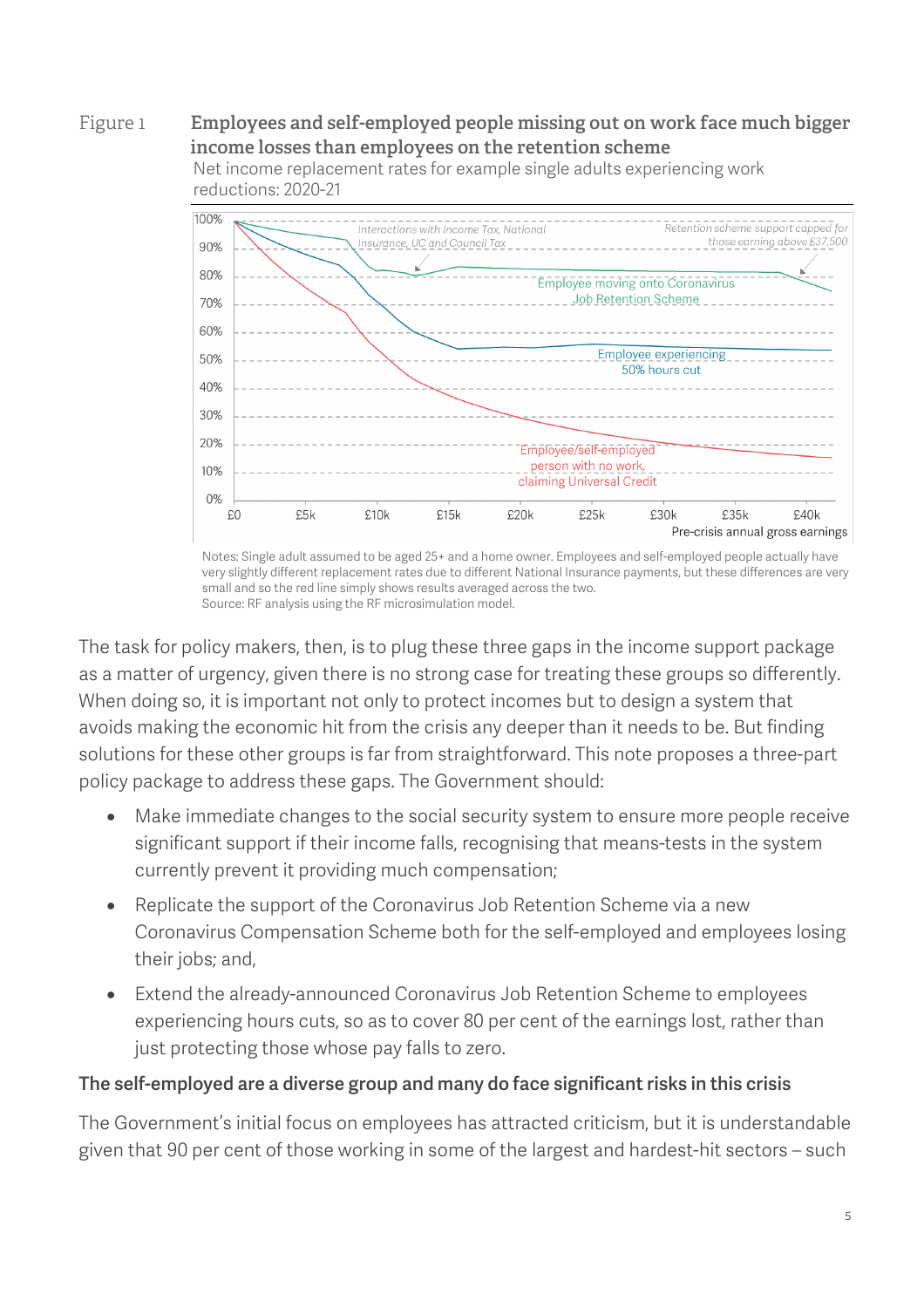Figure 1 **Employees and self-employed people missing out on work face much bigger income losses than employees on the retention scheme**

Net income replacement rates for example single adults experiencing work reductions: 2020-21

Notes: Single adult assumed to be aged 25+ and a home owner. Employees and self-employed people actually have very slightly different replacement rates due to different National Insurance payments, but these differences are very small and so the red line simply shows results averaged across the two.
Source: RF analysis using the RF microsimulation model.

The task for policy makers, then, is to plug these three gaps in the income support package as a matter of urgency, given there is no strong case for treating these groups so differently. When doing so, it is important not only to protect incomes but to design a system that avoids making the economic hit from the crisis any deeper than it needs to be. But finding solutions for these other groups is far from straightforward. This note proposes a three-part policy package to address these gaps. The Government should:

- Make immediate changes to the social security system to ensure more people receive significant support if their income falls, recognising that means-tests in the system currently prevent it providing much compensation;
- Replicate the support of the Coronavirus Job Retention Scheme via a new Coronavirus Compensation Scheme both for the self-employed and employees losing their jobs; and,
- Extend the already-announced Coronavirus Job Retention Scheme to employees experiencing hours cuts, so as to cover 80 per cent of the earnings lost, rather than just protecting those whose pay falls to zero.

**The self-employed are a diverse group and many do face significant risks in this crisis**

The Government's initial focus on employees has attracted criticism, but it is understandable given that 90 per cent of those working in some of the largest and hardest-hit sectors – such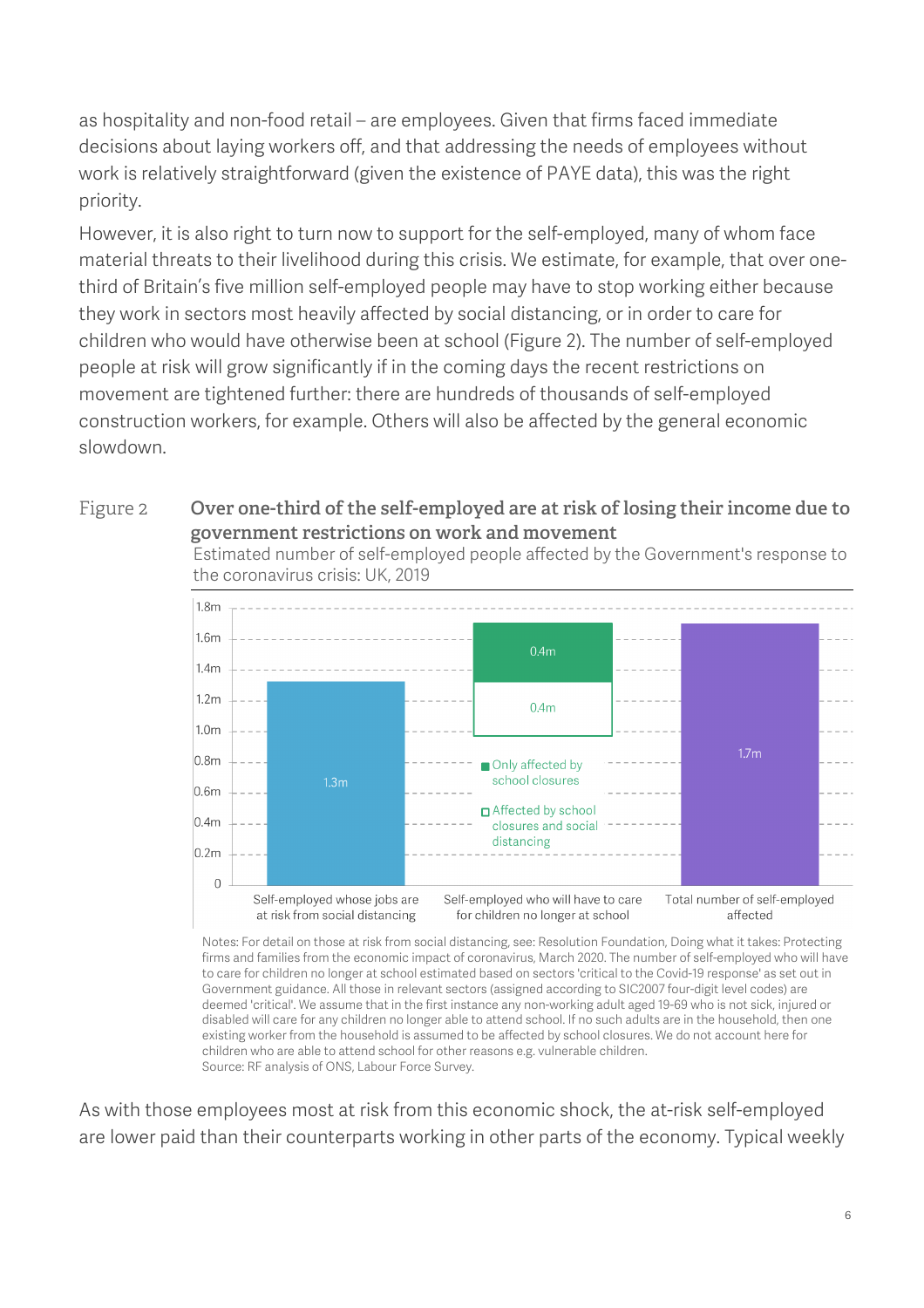as hospitality and non-food retail – are employees. Given that firms faced immediate decisions about laying workers off, and that addressing the needs of employees without work is relatively straightforward (given the existence of PAYE data), this was the right priority.

However, it is also right to turn now to support for the self-employed, many of whom face material threats to their livelihood during this crisis. We estimate, for example, that over one-third of Britain's five million self-employed people may have to stop working either because they work in sectors most heavily affected by social distancing, or in order to care for children who would have otherwise been at school (Figure 2). The number of self-employed people at risk will grow significantly if in the coming days the recent restrictions on movement are tightened further: there are hundreds of thousands of self-employed construction workers, for example. Others will also be affected by the general economic slowdown.

Figure 2 **Over one-third of the self-employed are at risk of losing their income due to government restrictions on work and movement**

Estimated number of self-employed people affected by the Government's response to the coronavirus crisis: UK, 2019

| Category | Value |
| --- | --- |
| Self-employed whose jobs are at risk from social distancing | 1.3m |
| Self-employed who will have to care for children no longer at school – Affected by school closures and social distancing | 0.4m |
| Self-employed who will have to care for children no longer at school – Only affected by school closures | 0.4m |
| Total number of self-employed affected | 1.7m |

Notes: For detail on those at risk from social distancing, see: Resolution Foundation, Doing what it takes: Protecting firms and families from the economic impact of coronavirus, March 2020. The number of self-employed who will have to care for children no longer at school estimated based on sectors 'critical to the Covid-19 response' as set out in Government guidance. All those in relevant sectors (assigned according to SIC2007 four-digit level codes) are deemed 'critical'. We assume that in the first instance any non-working adult aged 19-69 who is not sick, injured or disabled will care for any children no longer able to attend school. If no such adults are in the household, then one existing worker from the household is assumed to be affected by school closures. We do not account here for children who are able to attend school for other reasons e.g. vulnerable children.
Source: RF analysis of ONS, Labour Force Survey.

As with those employees most at risk from this economic shock, the at-risk self-employed are lower paid than their counterparts working in other parts of the economy. Typical weekly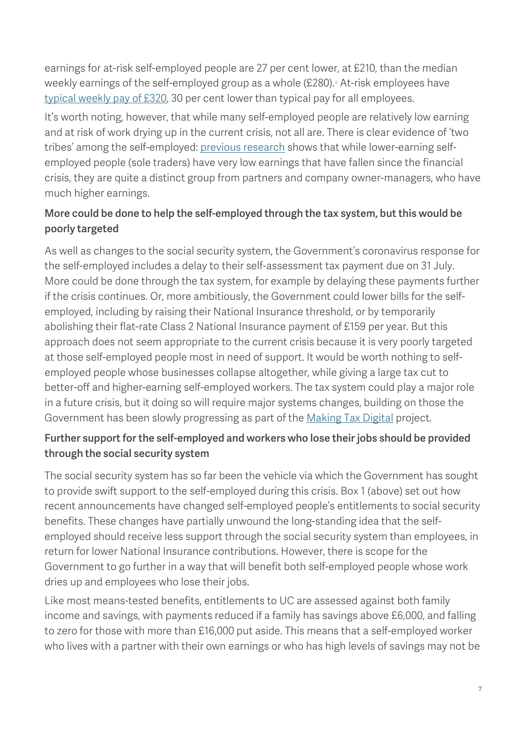earnings for at-risk self-employed people are 27 per cent lower, at £210, than the median weekly earnings of the self-employed group as a whole (£280).[ii] At-risk employees have typical weekly pay of £320, 30 per cent lower than typical pay for all employees.

It's worth noting, however, that while many self-employed people are relatively low earning and at risk of work drying up in the current crisis, not all are. There is clear evidence of 'two tribes' among the self-employed: previous research shows that while lower-earning self-employed people (sole traders) have very low earnings that have fallen since the financial crisis, they are quite a distinct group from partners and company owner-managers, who have much higher earnings.

### More could be done to help the self-employed through the tax system, but this would be poorly targeted

As well as changes to the social security system, the Government's coronavirus response for the self-employed includes a delay to their self-assessment tax payment due on 31 July. More could be done through the tax system, for example by delaying these payments further if the crisis continues. Or, more ambitiously, the Government could lower bills for the self-employed, including by raising their National Insurance threshold, or by temporarily abolishing their flat-rate Class 2 National Insurance payment of £159 per year. But this approach does not seem appropriate to the current crisis because it is very poorly targeted at those self-employed people most in need of support. It would be worth nothing to self-employed people whose businesses collapse altogether, while giving a large tax cut to better-off and higher-earning self-employed workers. The tax system could play a major role in a future crisis, but it doing so will require major systems changes, building on those the Government has been slowly progressing as part of the Making Tax Digital project.

### Further support for the self-employed and workers who lose their jobs should be provided through the social security system

The social security system has so far been the vehicle via which the Government has sought to provide swift support to the self-employed during this crisis. Box 1 (above) set out how recent announcements have changed self-employed people's entitlements to social security benefits. These changes have partially unwound the long-standing idea that the self-employed should receive less support through the social security system than employees, in return for lower National Insurance contributions. However, there is scope for the Government to go further in a way that will benefit both self-employed people whose work dries up and employees who lose their jobs.

Like most means-tested benefits, entitlements to UC are assessed against both family income and savings, with payments reduced if a family has savings above £6,000, and falling to zero for those with more than £16,000 put aside. This means that a self-employed worker who lives with a partner with their own earnings or who has high levels of savings may not be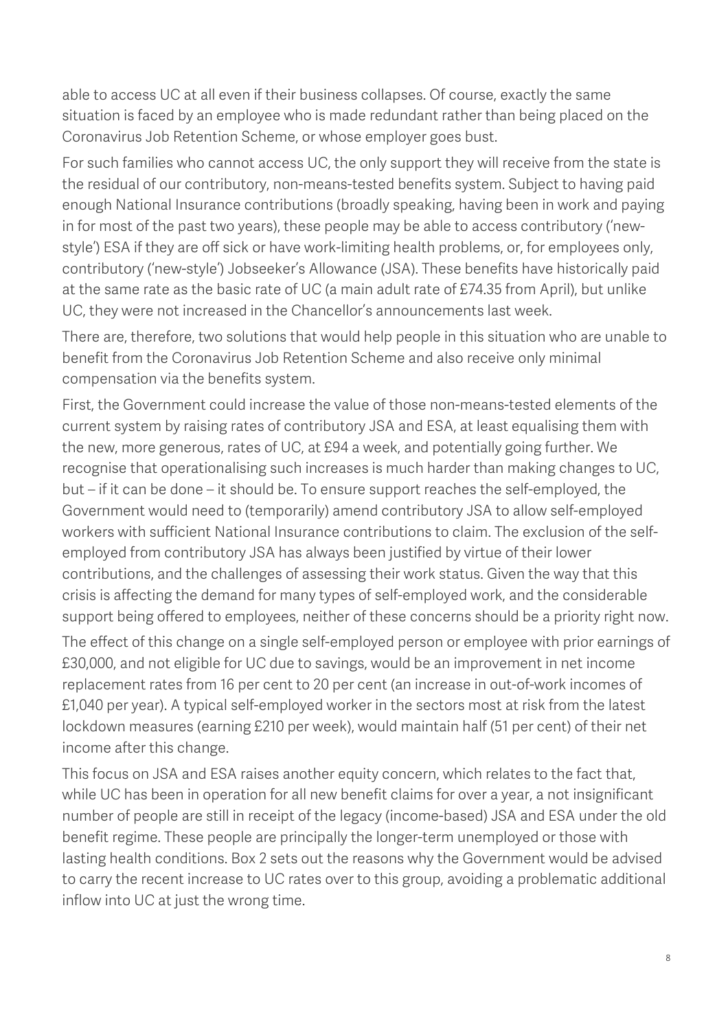able to access UC at all even if their business collapses. Of course, exactly the same situation is faced by an employee who is made redundant rather than being placed on the Coronavirus Job Retention Scheme, or whose employer goes bust.

For such families who cannot access UC, the only support they will receive from the state is the residual of our contributory, non-means-tested benefits system. Subject to having paid enough National Insurance contributions (broadly speaking, having been in work and paying in for most of the past two years), these people may be able to access contributory ('new-style') ESA if they are off sick or have work-limiting health problems, or, for employees only, contributory ('new-style') Jobseeker's Allowance (JSA). These benefits have historically paid at the same rate as the basic rate of UC (a main adult rate of £74.35 from April), but unlike UC, they were not increased in the Chancellor's announcements last week.

There are, therefore, two solutions that would help people in this situation who are unable to benefit from the Coronavirus Job Retention Scheme and also receive only minimal compensation via the benefits system.

First, the Government could increase the value of those non-means-tested elements of the current system by raising rates of contributory JSA and ESA, at least equalising them with the new, more generous, rates of UC, at £94 a week, and potentially going further. We recognise that operationalising such increases is much harder than making changes to UC, but – if it can be done – it should be. To ensure support reaches the self-employed, the Government would need to (temporarily) amend contributory JSA to allow self-employed workers with sufficient National Insurance contributions to claim. The exclusion of the self-employed from contributory JSA has always been justified by virtue of their lower contributions, and the challenges of assessing their work status. Given the way that this crisis is affecting the demand for many types of self-employed work, and the considerable support being offered to employees, neither of these concerns should be a priority right now.

The effect of this change on a single self-employed person or employee with prior earnings of £30,000, and not eligible for UC due to savings, would be an improvement in net income replacement rates from 16 per cent to 20 per cent (an increase in out-of-work incomes of £1,040 per year). A typical self-employed worker in the sectors most at risk from the latest lockdown measures (earning £210 per week), would maintain half (51 per cent) of their net income after this change.

This focus on JSA and ESA raises another equity concern, which relates to the fact that, while UC has been in operation for all new benefit claims for over a year, a not insignificant number of people are still in receipt of the legacy (income-based) JSA and ESA under the old benefit regime. These people are principally the longer-term unemployed or those with lasting health conditions. Box 2 sets out the reasons why the Government would be advised to carry the recent increase to UC rates over to this group, avoiding a problematic additional inflow into UC at just the wrong time.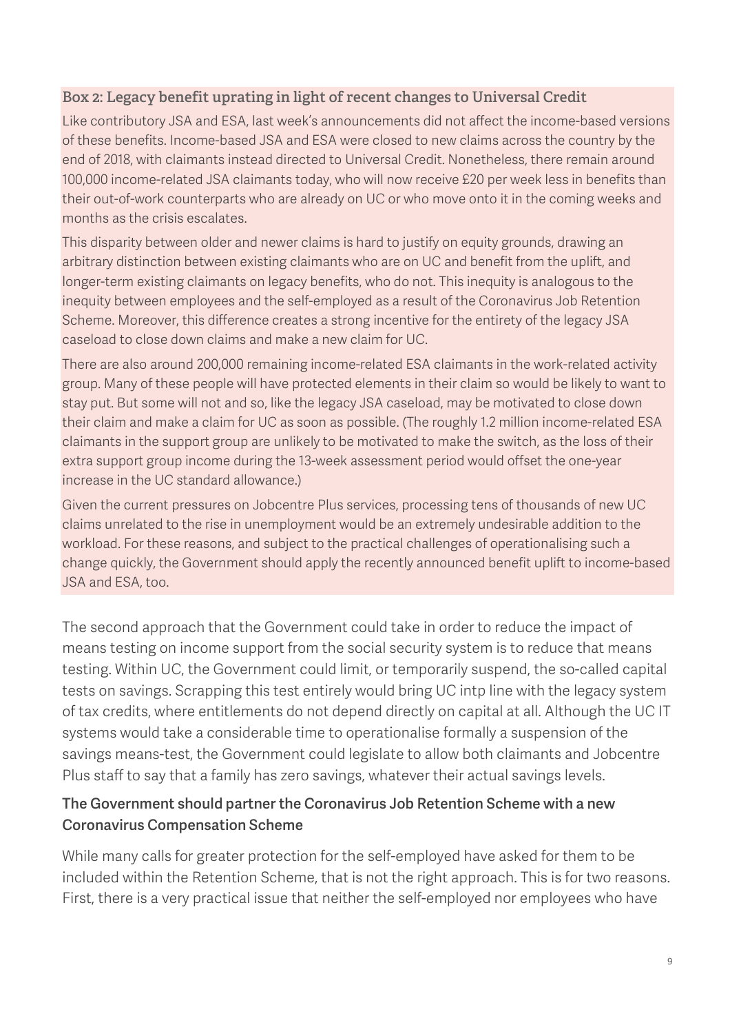**Box 2: Legacy benefit uprating in light of recent changes to Universal Credit**

Like contributory JSA and ESA, last week's announcements did not affect the income-based versions of these benefits. Income-based JSA and ESA were closed to new claims across the country by the end of 2018, with claimants instead directed to Universal Credit. Nonetheless, there remain around 100,000 income-related JSA claimants today, who will now receive £20 per week less in benefits than their out-of-work counterparts who are already on UC or who move onto it in the coming weeks and months as the crisis escalates.

This disparity between older and newer claims is hard to justify on equity grounds, drawing an arbitrary distinction between existing claimants who are on UC and benefit from the uplift, and longer-term existing claimants on legacy benefits, who do not. This inequity is analogous to the inequity between employees and the self-employed as a result of the Coronavirus Job Retention Scheme. Moreover, this difference creates a strong incentive for the entirety of the legacy JSA caseload to close down claims and make a new claim for UC.

There are also around 200,000 remaining income-related ESA claimants in the work-related activity group. Many of these people will have protected elements in their claim so would be likely to want to stay put. But some will not and so, like the legacy JSA caseload, may be motivated to close down their claim and make a claim for UC as soon as possible. (The roughly 1.2 million income-related ESA claimants in the support group are unlikely to be motivated to make the switch, as the loss of their extra support group income during the 13-week assessment period would offset the one-year increase in the UC standard allowance.)

Given the current pressures on Jobcentre Plus services, processing tens of thousands of new UC claims unrelated to the rise in unemployment would be an extremely undesirable addition to the workload. For these reasons, and subject to the practical challenges of operationalising such a change quickly, the Government should apply the recently announced benefit uplift to income-based JSA and ESA, too.

The second approach that the Government could take in order to reduce the impact of means testing on income support from the social security system is to reduce that means testing. Within UC, the Government could limit, or temporarily suspend, the so-called capital tests on savings. Scrapping this test entirely would bring UC intp line with the legacy system of tax credits, where entitlements do not depend directly on capital at all. Although the UC IT systems would take a considerable time to operationalise formally a suspension of the savings means-test, the Government could legislate to allow both claimants and Jobcentre Plus staff to say that a family has zero savings, whatever their actual savings levels.

### The Government should partner the Coronavirus Job Retention Scheme with a new Coronavirus Compensation Scheme

While many calls for greater protection for the self-employed have asked for them to be included within the Retention Scheme, that is not the right approach. This is for two reasons. First, there is a very practical issue that neither the self-employed nor employees who have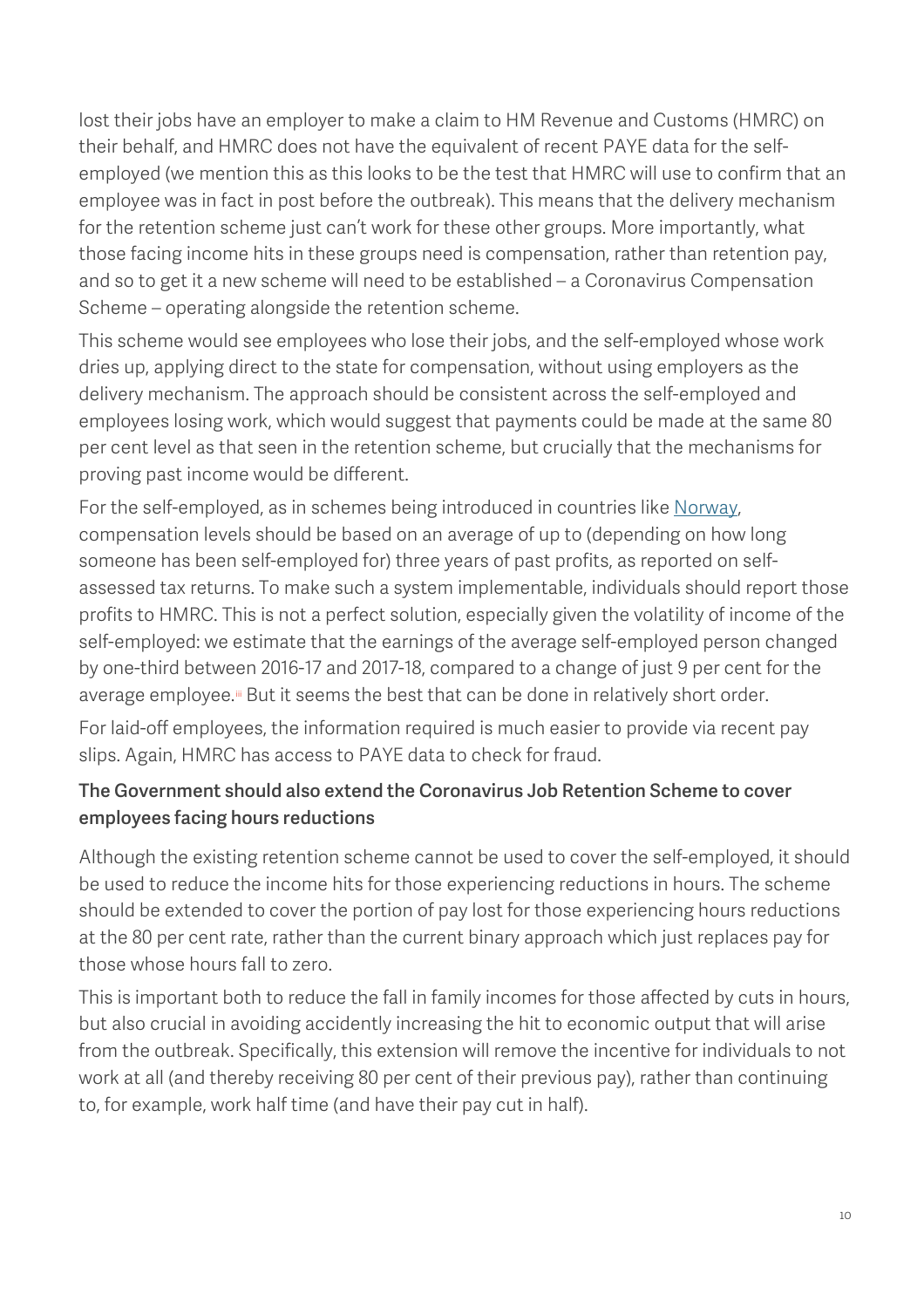lost their jobs have an employer to make a claim to HM Revenue and Customs (HMRC) on their behalf, and HMRC does not have the equivalent of recent PAYE data for the self-employed (we mention this as this looks to be the test that HMRC will use to confirm that an employee was in fact in post before the outbreak). This means that the delivery mechanism for the retention scheme just can't work for these other groups. More importantly, what those facing income hits in these groups need is compensation, rather than retention pay, and so to get it a new scheme will need to be established – a Coronavirus Compensation Scheme – operating alongside the retention scheme.

This scheme would see employees who lose their jobs, and the self-employed whose work dries up, applying direct to the state for compensation, without using employers as the delivery mechanism. The approach should be consistent across the self-employed and employees losing work, which would suggest that payments could be made at the same 80 per cent level as that seen in the retention scheme, but crucially that the mechanisms for proving past income would be different.

For the self-employed, as in schemes being introduced in countries like Norway, compensation levels should be based on an average of up to (depending on how long someone has been self-employed for) three years of past profits, as reported on self-assessed tax returns. To make such a system implementable, individuals should report those profits to HMRC. This is not a perfect solution, especially given the volatility of income of the self-employed: we estimate that the earnings of the average self-employed person changed by one-third between 2016-17 and 2017-18, compared to a change of just 9 per cent for the average employee.[iii] But it seems the best that can be done in relatively short order.

For laid-off employees, the information required is much easier to provide via recent pay slips. Again, HMRC has access to PAYE data to check for fraud.

### The Government should also extend the Coronavirus Job Retention Scheme to cover employees facing hours reductions

Although the existing retention scheme cannot be used to cover the self-employed, it should be used to reduce the income hits for those experiencing reductions in hours. The scheme should be extended to cover the portion of pay lost for those experiencing hours reductions at the 80 per cent rate, rather than the current binary approach which just replaces pay for those whose hours fall to zero.

This is important both to reduce the fall in family incomes for those affected by cuts in hours, but also crucial in avoiding accidently increasing the hit to economic output that will arise from the outbreak. Specifically, this extension will remove the incentive for individuals to not work at all (and thereby receiving 80 per cent of their previous pay), rather than continuing to, for example, work half time (and have their pay cut in half).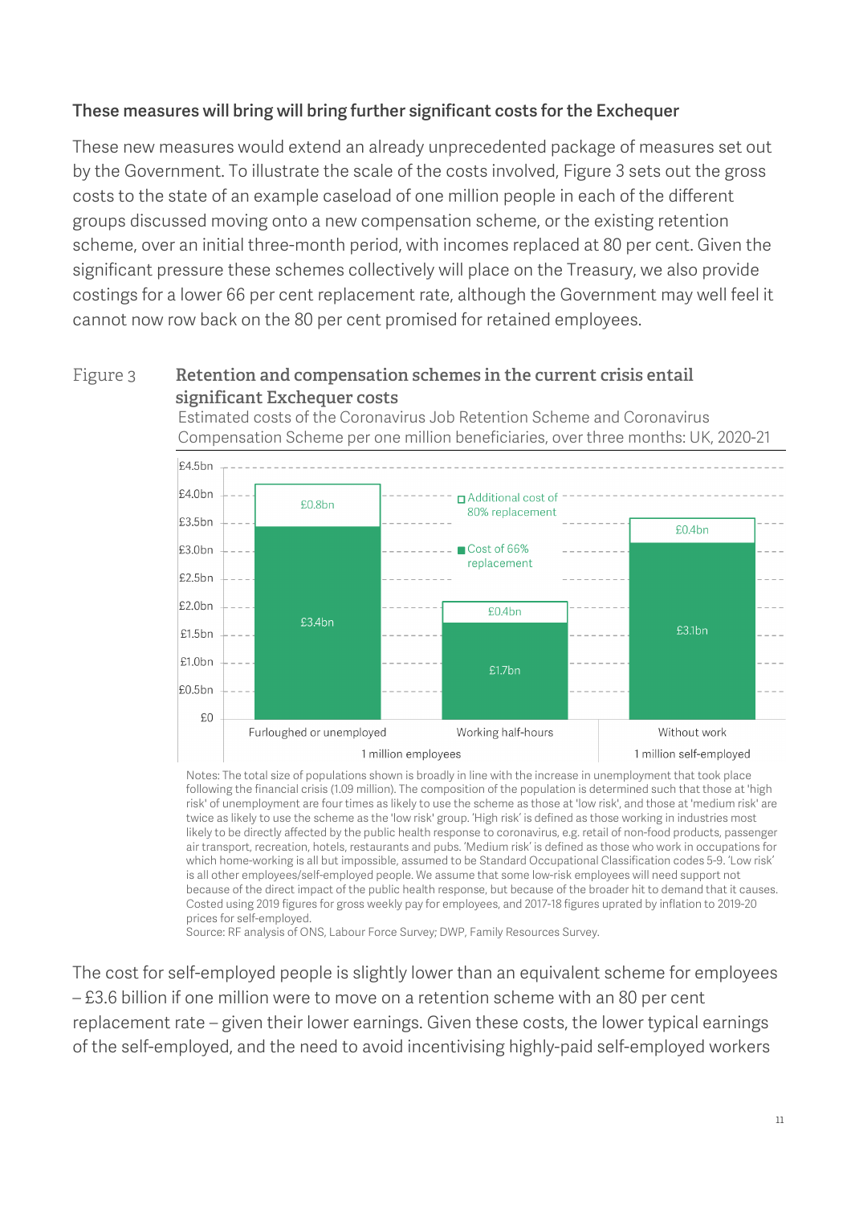### These measures will bring will bring further significant costs for the Exchequer

These new measures would extend an already unprecedented package of measures set out by the Government. To illustrate the scale of the costs involved, Figure 3 sets out the gross costs to the state of an example caseload of one million people in each of the different groups discussed moving onto a new compensation scheme, or the existing retention scheme, over an initial three-month period, with incomes replaced at 80 per cent. Given the significant pressure these schemes collectively will place on the Treasury, we also provide costings for a lower 66 per cent replacement rate, although the Government may well feel it cannot now row back on the 80 per cent promised for retained employees.

Figure 3 **Retention and compensation schemes in the current crisis entail significant Exchequer costs**

Estimated costs of the Coronavirus Job Retention Scheme and Coronavirus Compensation Scheme per one million beneficiaries, over three months: UK, 2020-21

| | 1 million employees: Furloughed or unemployed | 1 million employees: Working half-hours | 1 million self-employed: Without work |
|---|---|---|---|
| Cost of 66% replacement | £3.4bn | £1.7bn | £3.1bn |
| Additional cost of 80% replacement | £0.8bn | £0.4bn | £0.4bn |

Notes: The total size of populations shown is broadly in line with the increase in unemployment that took place following the financial crisis (1.09 million). The composition of the population is determined such that those at 'high risk' of unemployment are four times as likely to use the scheme as those at 'low risk', and those at 'medium risk' are twice as likely to use the scheme as the 'low risk' group. 'High risk' is defined as those working in industries most likely to be directly affected by the public health response to coronavirus, e.g. retail of non-food products, passenger air transport, recreation, hotels, restaurants and pubs. 'Medium risk' is defined as those who work in occupations for which home-working is all but impossible, assumed to be Standard Occupational Classification codes 5-9. 'Low risk' is all other employees/self-employed people. We assume that some low-risk employees will need support not because of the direct impact of the public health response, but because of the broader hit to demand that it causes. Costed using 2019 figures for gross weekly pay for employees, and 2017-18 figures uprated by inflation to 2019-20 prices for self-employed.

Source: RF analysis of ONS, Labour Force Survey; DWP, Family Resources Survey.

The cost for self-employed people is slightly lower than an equivalent scheme for employees – £3.6 billion if one million were to move on a retention scheme with an 80 per cent replacement rate – given their lower earnings. Given these costs, the lower typical earnings of the self-employed, and the need to avoid incentivising highly-paid self-employed workers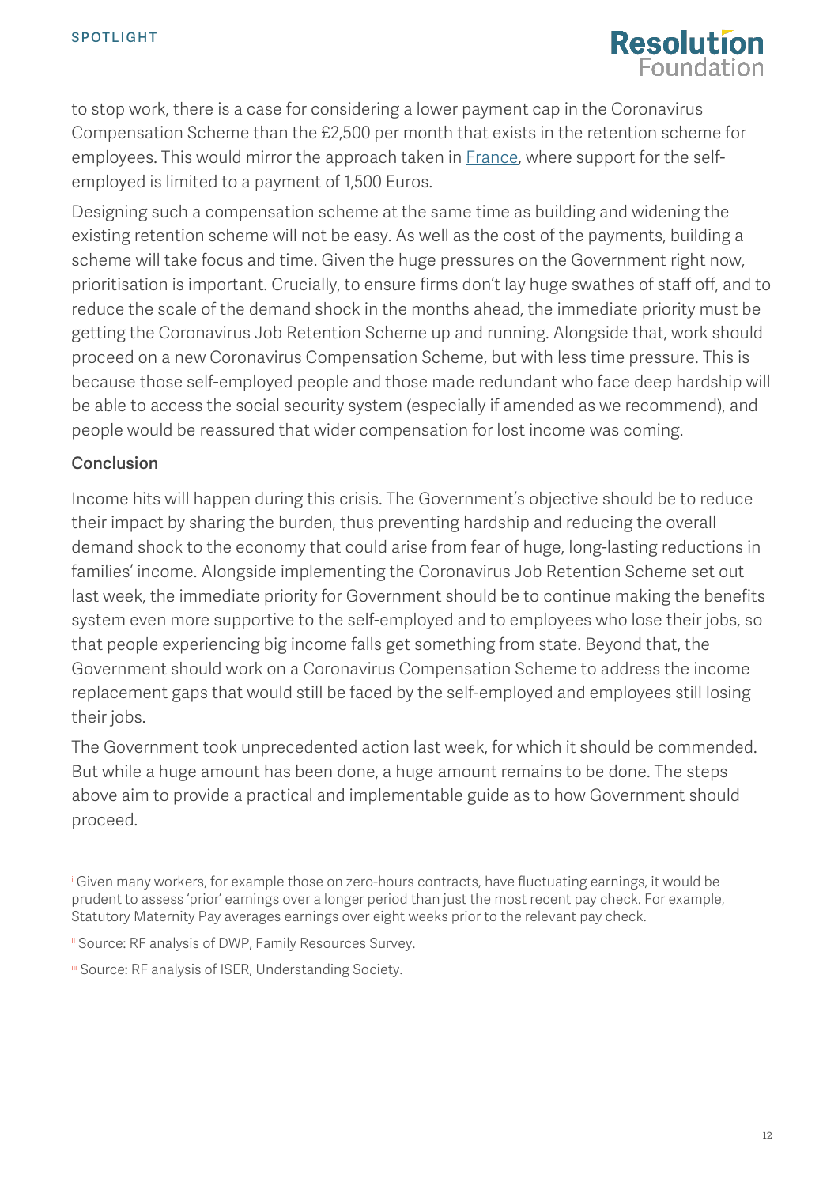to stop work, there is a case for considering a lower payment cap in the Coronavirus Compensation Scheme than the £2,500 per month that exists in the retention scheme for employees. This would mirror the approach taken in France, where support for the self-employed is limited to a payment of 1,500 Euros.

Designing such a compensation scheme at the same time as building and widening the existing retention scheme will not be easy. As well as the cost of the payments, building a scheme will take focus and time. Given the huge pressures on the Government right now, prioritisation is important. Crucially, to ensure firms don't lay huge swathes of staff off, and to reduce the scale of the demand shock in the months ahead, the immediate priority must be getting the Coronavirus Job Retention Scheme up and running. Alongside that, work should proceed on a new Coronavirus Compensation Scheme, but with less time pressure. This is because those self-employed people and those made redundant who face deep hardship will be able to access the social security system (especially if amended as we recommend), and people would be reassured that wider compensation for lost income was coming.

## Conclusion

Income hits will happen during this crisis. The Government's objective should be to reduce their impact by sharing the burden, thus preventing hardship and reducing the overall demand shock to the economy that could arise from fear of huge, long-lasting reductions in families' income. Alongside implementing the Coronavirus Job Retention Scheme set out last week, the immediate priority for Government should be to continue making the benefits system even more supportive to the self-employed and to employees who lose their jobs, so that people experiencing big income falls get something from state. Beyond that, the Government should work on a Coronavirus Compensation Scheme to address the income replacement gaps that would still be faced by the self-employed and employees still losing their jobs.

The Government took unprecedented action last week, for which it should be commended. But while a huge amount has been done, a huge amount remains to be done. The steps above aim to provide a practical and implementable guide as to how Government should proceed.

---

[i] Given many workers, for example those on zero-hours contracts, have fluctuating earnings, it would be prudent to assess 'prior' earnings over a longer period than just the most recent pay check. For example, Statutory Maternity Pay averages earnings over eight weeks prior to the relevant pay check.

[ii] Source: RF analysis of DWP, Family Resources Survey.

[iii] Source: RF analysis of ISER, Understanding Society.